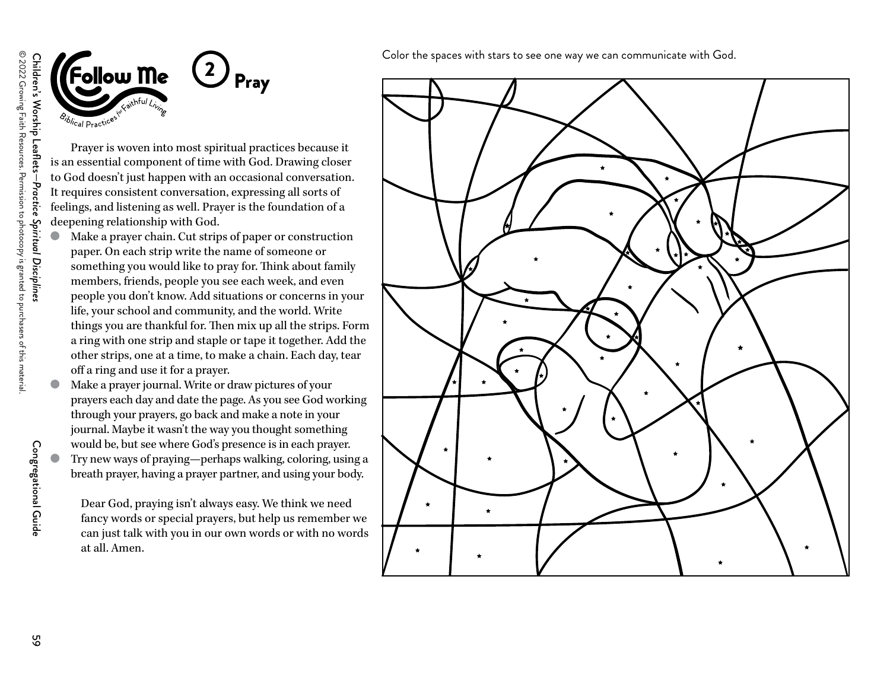# Follow Me

*Biblical Practices for Faithful Living*

## 2 Pray

Prayer is woven into most spiritual practices because it is an essential component of time with God. Drawing closer to God doesn't just happen with an occasional conversation. It requires consistent conversation, expressing all sorts of feelings, and listening as well. Prayer is the foundation of a deepening relationship with God.

- Make a prayer chain. Cut strips of paper or construction paper. On each strip write the name of someone or something you would like to pray for. Think about family members, friends, people you see each week, and even people you don't know. Add situations or concerns in your life, your school and community, and the world. Write things you are thankful for. Then mix up all the strips. Form a ring with one strip and staple or tape it together. Add the other strips, one at a time, to make a chain. Each day, tear off a ring and use it for a prayer.
- Make a prayer journal. Write or draw pictures of your prayers each day and date the page. As you see God working through your prayers, go back and make a note in your journal. Maybe it wasn't the way you thought something would be, but see where God's presence is in each prayer.
- Try new ways of praying—perhaps walking, coloring, using a breath prayer, having a prayer partner, and using your body.

Dear God, praying isn't always easy. We think we need fancy words or special prayers, but help us remember we can just talk with you in our own words or with no words at all. Amen.

Color the spaces with stars to see one way we can communicate with God.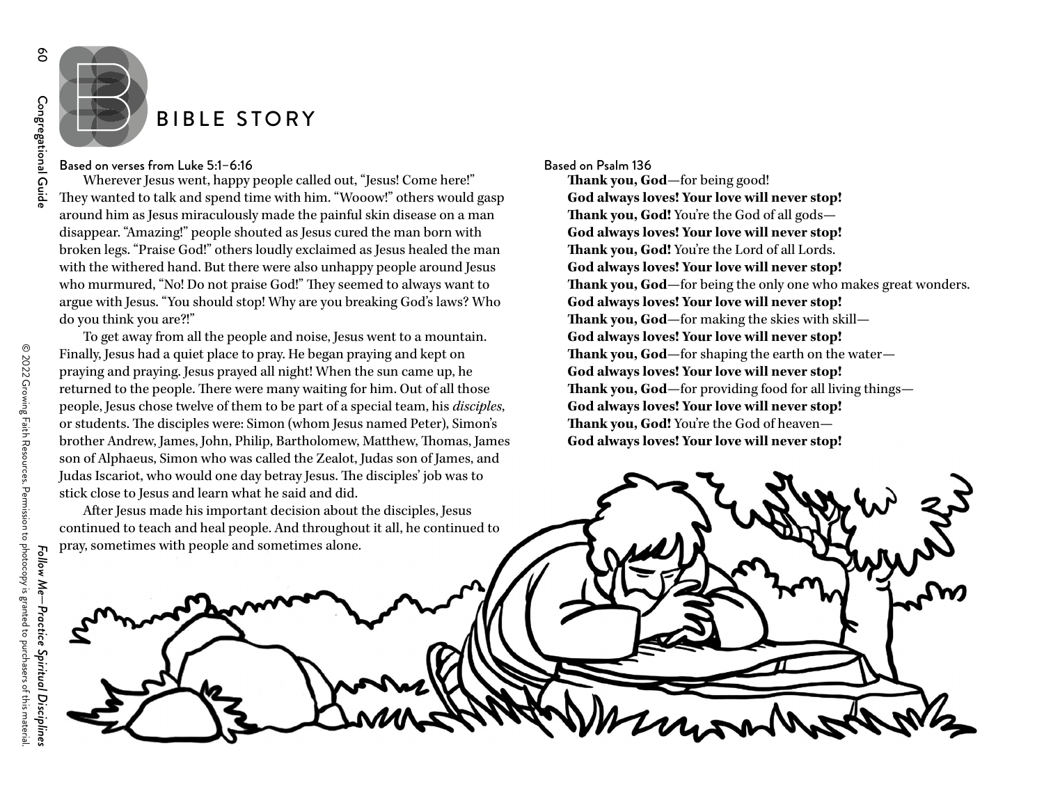# BIBLE STORY

Based on verses from Luke 5:1–6:16

Wherever Jesus went, happy people called out, "Jesus! Come here!" They wanted to talk and spend time with him. "Wooow!" others would gasp around him as Jesus miraculously made the painful skin disease on a man disappear. "Amazing!" people shouted as Jesus cured the man born with broken legs. "Praise God!" others loudly exclaimed as Jesus healed the man with the withered hand. But there were also unhappy people around Jesus who murmured, "No! Do not praise God!" They seemed to always want to argue with Jesus. "You should stop! Why are you breaking God's laws? Who do you think you are?!"

To get away from all the people and noise, Jesus went to a mountain. Finally, Jesus had a quiet place to pray. He began praying and kept on praying and praying. Jesus prayed all night! When the sun came up, he returned to the people. There were many waiting for him. Out of all those people, Jesus chose twelve of them to be part of a special team, his *disciples*, or students. The disciples were: Simon (whom Jesus named Peter), Simon's brother Andrew, James, John, Philip, Bartholomew, Matthew, Thomas, James son of Alphaeus, Simon who was called the Zealot, Judas son of James, and Judas Iscariot, who would one day betray Jesus. The disciples' job was to stick close to Jesus and learn what he said and did.

After Jesus made his important decision about the disciples, Jesus continued to teach and heal people. And throughout it all, he continued to pray, sometimes with people and sometimes alone.

Based on Psalm 136

**Thank you, God**—for being good!
**God always loves! Your love will never stop!**
**Thank you, God!** You're the God of all gods—
**God always loves! Your love will never stop!**
**Thank you, God!** You're the Lord of all Lords.
**God always loves! Your love will never stop!**
**Thank you, God**—for being the only one who makes great wonders.
**God always loves! Your love will never stop!**
**Thank you, God**—for making the skies with skill—
**God always loves! Your love will never stop!**
**Thank you, God**—for shaping the earth on the water—
**God always loves! Your love will never stop!**
**Thank you, God**—for providing food for all living things—
**God always loves! Your love will never stop!**
**Thank you, God!** You're the God of heaven—
**God always loves! Your love will never stop!**

© 2022 Growing Faith Resources. Permission to photocopy is granted to purchasers of this material.